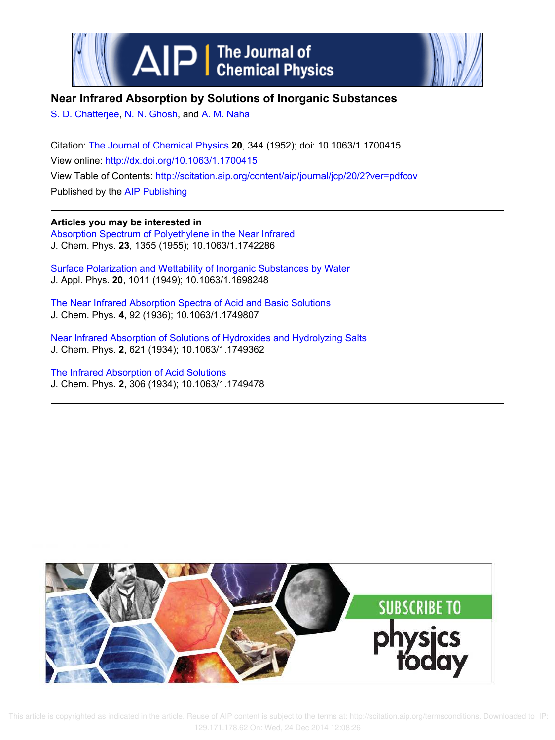# Near Infrared Absorption by Solutions of Inorganic Substances

S. D. Chatterjee, N. N. Ghosh, and A. M. Naha

Citation: The Journal of Chemical Physics **20**, 344 (1952); doi: 10.1063/1.1700415

View online: http://dx.doi.org/10.1063/1.1700415

View Table of Contents: http://scitation.aip.org/content/aip/journal/jcp/20/2?ver=pdfcov

Published by the AIP Publishing

**Articles you may be interested in**

Absorption Spectrum of Polyethylene in the Near Infrared
J. Chem. Phys. **23**, 1355 (1955); 10.1063/1.1742286

Surface Polarization and Wettability of Inorganic Substances by Water
J. Appl. Phys. **20**, 1011 (1949); 10.1063/1.1698248

The Near Infrared Absorption Spectra of Acid and Basic Solutions
J. Chem. Phys. **4**, 92 (1936); 10.1063/1.1749807

Near Infrared Absorption of Solutions of Hydroxides and Hydrolyzing Salts
J. Chem. Phys. **2**, 621 (1934); 10.1063/1.1749362

The Infrared Absorption of Acid Solutions
J. Chem. Phys. **2**, 306 (1934); 10.1063/1.1749478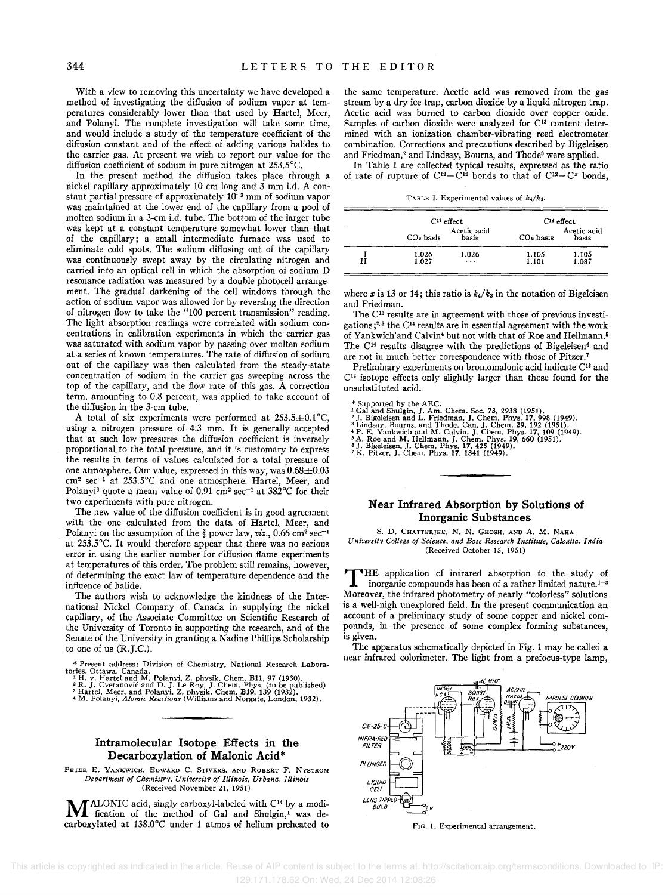With a view to removing this uncertainty we have developed a method of investigating the diffusion of sodium vapor at temperatures considerably lower than that used by Hartel, Meer, and Polanyi. The complete investigation will take some time, and would include a study of the temperature coefficient of the diffusion constant and of the effect of adding various halides to the carrier gas. At present we wish to report our value for the diffusion coefficient of sodium in pure nitrogen at 253.5°C.

In the present method the diffusion takes place through a nickel capillary approximately 10 cm long and 3 mm i.d. A constant partial pressure of approximately $10^{-3}$ mm of sodium vapor was maintained at the lower end of the capillary from a pool of molten sodium in a 3-cm i.d. tube. The bottom of the larger tube was kept at a constant temperature somewhat lower than that of the capillary; a small intermediate furnace was used to eliminate cold spots. The sodium diffusing out of the capillary was continuously swept away by the circulating nitrogen and carried into an optical cell in which the absorption of sodium D resonance radiation was measured by a double photocell arrangement. The gradual darkening of the cell windows through the action of sodium vapor was allowed for by reversing the direction of nitrogen flow to take the "100 percent transmission" reading. The light absorption readings were correlated with sodium concentrations in calibration experiments in which the carrier gas was saturated with sodium vapor by passing over molten sodium at a series of known temperatures. The rate of diffusion of sodium out of the capillary was then calculated from the steady-state concentration of sodium in the carrier gas sweeping across the top of the capillary, and the flow rate of this gas. A correction term, amounting to 0.8 percent, was applied to take account of the diffusion in the 3-cm tube.

A total of six experiments were performed at 253.5±0.1°C, using a nitrogen pressure of 4.3 mm. It is generally accepted that at such low pressures the diffusion coefficient is inversely proportional to the total pressure, and it is customary to express the results in terms of values calculated for a total pressure of one atmosphere. Our value, expressed in this way, was 0.68±0.03 $cm^2\ sec^{-1}$ at 253.5°C and one atmosphere. Hartel, Meer, and Polanyi[3] quote a mean value of 0.91 $cm^2\ sec^{-1}$ at 382°C for their two experiments with pure nitrogen.

The new value of the diffusion coefficient is in good agreement with the one calculated from the data of Hartel, Meer, and Polanyi on the assumption of the $\frac{3}{2}$ power law, *viz.*, 0.66 $cm^2\ sec^{-1}$ at 253.5°C. It would therefore appear that there was no serious error in using the earlier number for diffusion flame experiments at temperatures of this order. The problem still remains, however, of determining the exact law of temperature dependence and the influence of halide.

The authors wish to acknowledge the kindness of the International Nickel Company of Canada in supplying the nickel capillary, of the Associate Committee on Scientific Research of the University of Toronto in supporting the research, and of the Senate of the University in granting a Nadine Phillips Scholarship to one of us (R.J.C.).

\* Present address: Division of Chemistry, National Research Laboratories, Ottawa, Canada.
[1] H. v. Hartel and M. Polanyi, Z. physik. Chem. **B11**, 97 (1930).
[2] R. J. Cvetanović and D. J. Le Roy, J. Chem. Phys. (to be published)
[3] Hartel, Meer, and Polanyi, Z. physik. Chem. **B19**, 139 (1932).
[4] M. Polanyi, *Atomic Reactions* (Williams and Norgate, London, 1932).

## Intramolecular Isotope Effects in the Decarboxylation of Malonic Acid*

PETER E. YANKWICH, EDWARD C. STIVERS, AND ROBERT F. NYSTROM
*Department of Chemistry, University of Illinois, Urbana, Illinois*
(Received November 21, 1951)

MALONIC acid, singly carboxyl-labeled with $C^{14}$ by a modification of the method of Gal and Shulgin,[1] was decarboxylated at 138.0°C under 1 atmos of helium preheated to the same temperature. Acetic acid was removed from the gas stream by a dry ice trap, carbon dioxide by a liquid nitrogen trap. Acetic acid was burned to carbon dioxide over copper oxide. Samples of carbon dioxide were analyzed for $C^{13}$ content determined with an ionization chamber-vibrating reed electrometer combination. Corrections and precautions described by Bigeleisen and Friedman,[2] and Lindsay, Bourns, and Thode[3] were applied.

In Table I are collected typical results, expressed as the ratio of rate of rupture of $C^{12}-C^{12}$ bonds to that of $C^{12}-C^{x}$ bonds,

TABLE I. Experimental values of $k_4/k_3$.

| | $C^{13}$ effect | | $C^{14}$ effect | |
|---|---|---|---|---|
| | $CO_2$ basis | Acetic acid basis | $CO_2$ basis | Acetic acid basis |
| I | 1.026 | 1.026 | 1.105 | 1.105 |
| II | 1.027 | ··· | 1.101 | 1.087 |

where $x$ is 13 or 14; this ratio is $k_4/k_3$ in the notation of Bigeleisen and Friedman.

The $C^{13}$ results are in agreement with those of previous investigations;[2,3] the $C^{14}$ results are in essential agreement with the work of Yankwich and Calvin[4] but not with that of Roe and Hellmann.[5] The $C^{14}$ results disagree with the predictions of Bigeleisen[6] and are not in much better correspondence with those of Pitzer.[7]

Preliminary experiments on bromomalonic acid indicate $C^{13}$ and $C^{14}$ isotope effects only slightly larger than those found for the unsubstituted acid.

\* Supported by the AEC.
[1] Gal and Shulgin, J. Am. Chem. Soc. **73**, 2938 (1951).
[2] J. Bigeleisen and L. Friedman, J. Chem. Phys. **17**, 998 (1949).
[3] Lindsay, Bourns, and Thode, Can. J. Chem. **29**, 192 (1951).
[4] P. E. Yankwich and M. Calvin, J. Chem. Phys. **17**, 109 (1949).
[5] A. Roe and M. Hellmann, J. Chem. Phys. **19**, 660 (1951).
[6] J. Bigeleisen, J. Chem. Phys. **17**, 425 (1949).
[7] K. Pitzer, J. Chem. Phys. **17**, 1341 (1949).

## Near Infrared Absorption by Solutions of Inorganic Substances

S. D. CHATTERJEE, N. N. GHOSH, AND A. M. NAHA
*University College of Science, and Bose Research Institute, Calcutta, India*
(Received October 15, 1951)

THE application of infrared absorption to the study of inorganic compounds has been of a rather limited nature.[1-3] Moreover, the infrared photometry of nearly "colorless" solutions is a well-nigh unexplored field. In the present communication an account of a preliminary study of some copper and nickel compounds, in the presence of some complex forming substances, is given.

The apparatus schematically depicted in Fig. 1 may be called a near infrared colorimeter. The light from a prefocus-type lamp,

FIG. 1. Experimental arrangement.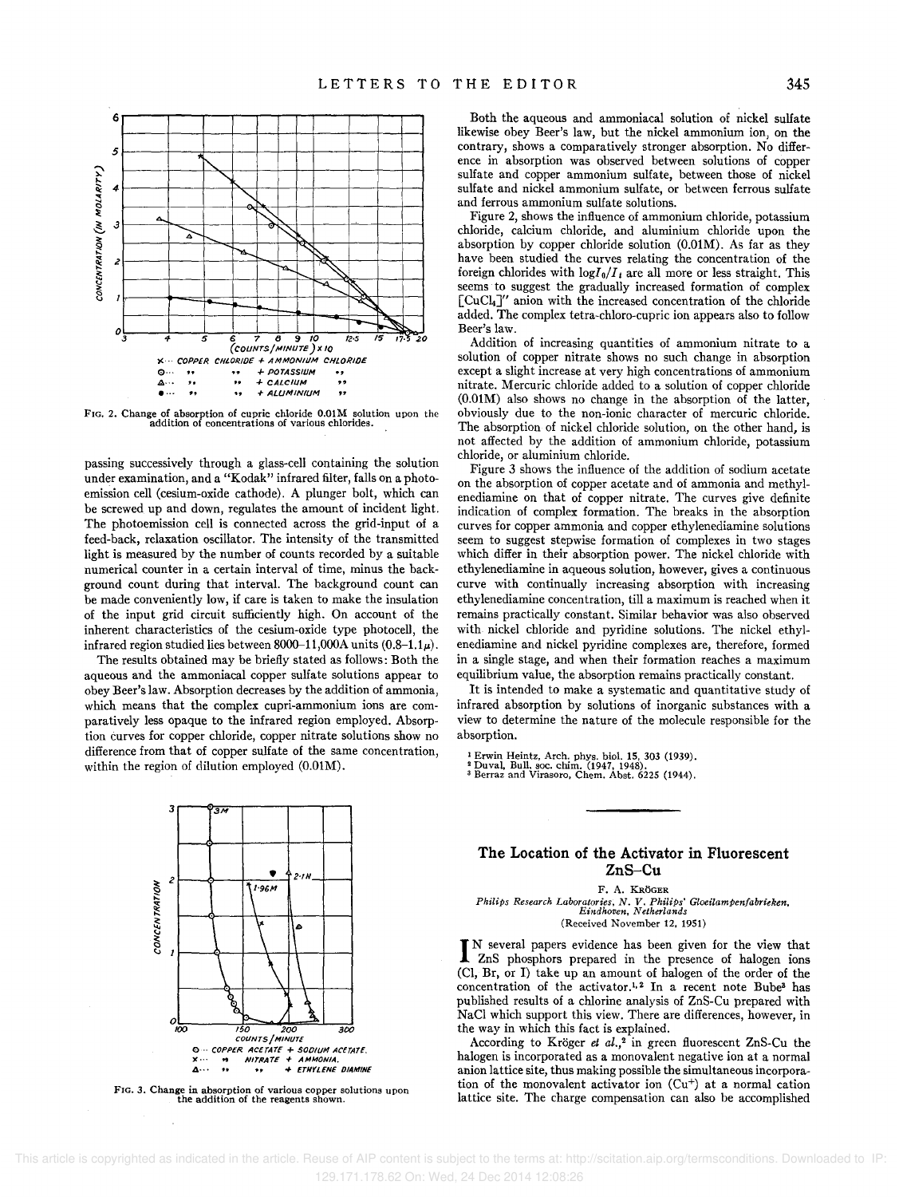6

5

4

3

2

1

0

CONCENTRATION (IN MOLARITY)

3 4 5 6 7 8 9 10 12·5 15 17·5 20

(COUNTS/MINUTE) x 10

×··· COPPER CHLORIDE + AMMONIUM CHLORIDE

⊙··· ,, ,, + POTASSIUM ,,

Δ··· ,, ,, + CALCIUM ,,

●··· ,, ,, + ALUMINIUM ,,

FIG. 2. Change of absorption of cupric chloride 0.01M solution upon the addition of concentrations of various chlorides.

passing successively through a glass-cell containing the solution under examination, and a "Kodak" infrared filter, falls on a photoemission cell (cesium-oxide cathode). A plunger bolt, which can be screwed up and down, regulates the amount of incident light. The photoemission cell is connected across the grid-input of a feed-back, relaxation oscillator. The intensity of the transmitted light is measured by the number of counts recorded by a suitable numerical counter in a certain interval of time, minus the background count during that interval. The background count can be made conveniently low, if care is taken to make the insulation of the input grid circuit sufficiently high. On account of the inherent characteristics of the cesium-oxide type photocell, the infrared region studied lies between 8000–11,000A units (0.8–1.1$\mu$).

The results obtained may be briefly stated as follows: Both the aqueous and the ammoniacal copper sulfate solutions appear to obey Beer's law. Absorption decreases by the addition of ammonia, which means that the complex cupri-ammonium ions are comparatively less opaque to the infrared region employed. Absorption curves for copper chloride, copper nitrate solutions show no difference from that of copper sulfate of the same concentration, within the region of dilution employed (0.01M).

3

2

1

0

CONCENTRATION

3M

2·1N

1·96M

100 150 200 300

COUNTS/MINUTE

○ ·· COPPER ACETATE + SODIUM ACETATE.

×··· ,, NITRATE + AMMONIA.

Δ··· ,, ,, + ETHYLENE DIAMINE

FIG. 3. Change in absorption of various copper solutions upon the addition of the reagents shown.

Both the aqueous and ammoniacal solution of nickel sulfate likewise obey Beer's law, but the nickel ammonium ion, on the contrary, shows a comparatively stronger absorption. No difference in absorption was observed between solutions of copper sulfate and copper ammonium sulfate, between those of nickel sulfate and nickel ammonium sulfate, or between ferrous sulfate and ferrous ammonium sulfate solutions.

Figure 2, shows the influence of ammonium chloride, potassium chloride, calcium chloride, and aluminium chloride upon the absorption by copper chloride solution (0.01M). As far as they have been studied the curves relating the concentration of the foreign chlorides with $\log I_0/I_t$ are all more or less straight. This seems to suggest the gradually increased formation of complex $[CuCl_4]''$ anion with the increased concentration of the chloride added. The complex tetra-chloro-cupric ion appears also to follow Beer's law.

Addition of increasing quantities of ammonium nitrate to a solution of copper nitrate shows no such change in absorption except a slight increase at very high concentrations of ammonium nitrate. Mercuric chloride added to a solution of copper chloride (0.01M) also shows no change in the absorption of the latter, obviously due to the non-ionic character of mercuric chloride. The absorption of nickel chloride solution, on the other hand, is not affected by the addition of ammonium chloride, potassium chloride, or aluminium chloride.

Figure 3 shows the influence of the addition of sodium acetate on the absorption of copper acetate and of ammonia and methylenediamine on that of copper nitrate. The curves give definite indication of complex formation. The breaks in the absorption curves for copper ammonia and copper ethylenediamine solutions seem to suggest stepwise formation of complexes in two stages which differ in their absorption power. The nickel chloride with ethylenediamine in aqueous solution, however, gives a continuous curve with continually increasing absorption with increasing ethylenediamine concentration, till a maximum is reached when it remains practically constant. Similar behavior was also observed with nickel chloride and pyridine solutions. The nickel ethylenediamine and nickel pyridine complexes are, therefore, formed in a single stage, and when their formation reaches a maximum equilibrium value, the absorption remains practically constant.

It is intended to make a systematic and quantitative study of infrared absorption by solutions of inorganic substances with a view to determine the nature of the molecule responsible for the absorption.

[1] Erwin Heintz, Arch. phys. biol. 15, 303 (1939).
[2] Duval, Bull. soc. chim. (1947, 1948).
[3] Berraz and Virasoro, Chem. Abst. 6225 (1944).

## The Location of the Activator in Fluorescent ZnS–Cu

F. A. KRÖGER

*Philips Research Laboratories, N. V. Philips' Gloeilampenfabrieken, Eindhoven, Netherlands*

(Received November 12, 1951)

IN several papers evidence has been given for the view that ZnS phosphors prepared in the presence of halogen ions (Cl, Br, or I) take up an amount of halogen of the order of the concentration of the activator.[1,2] In a recent note Bube[3] has published results of a chlorine analysis of ZnS-Cu prepared with NaCl which support this view. There are differences, however, in the way in which this fact is explained.

According to Kröger *et al.*,[2] in green fluorescent ZnS-Cu the halogen is incorporated as a monovalent negative ion at a normal anion lattice site, thus making possible the simultaneous incorporation of the monovalent activator ion ($Cu^+$) at a normal cation lattice site. The charge compensation can also be accomplished